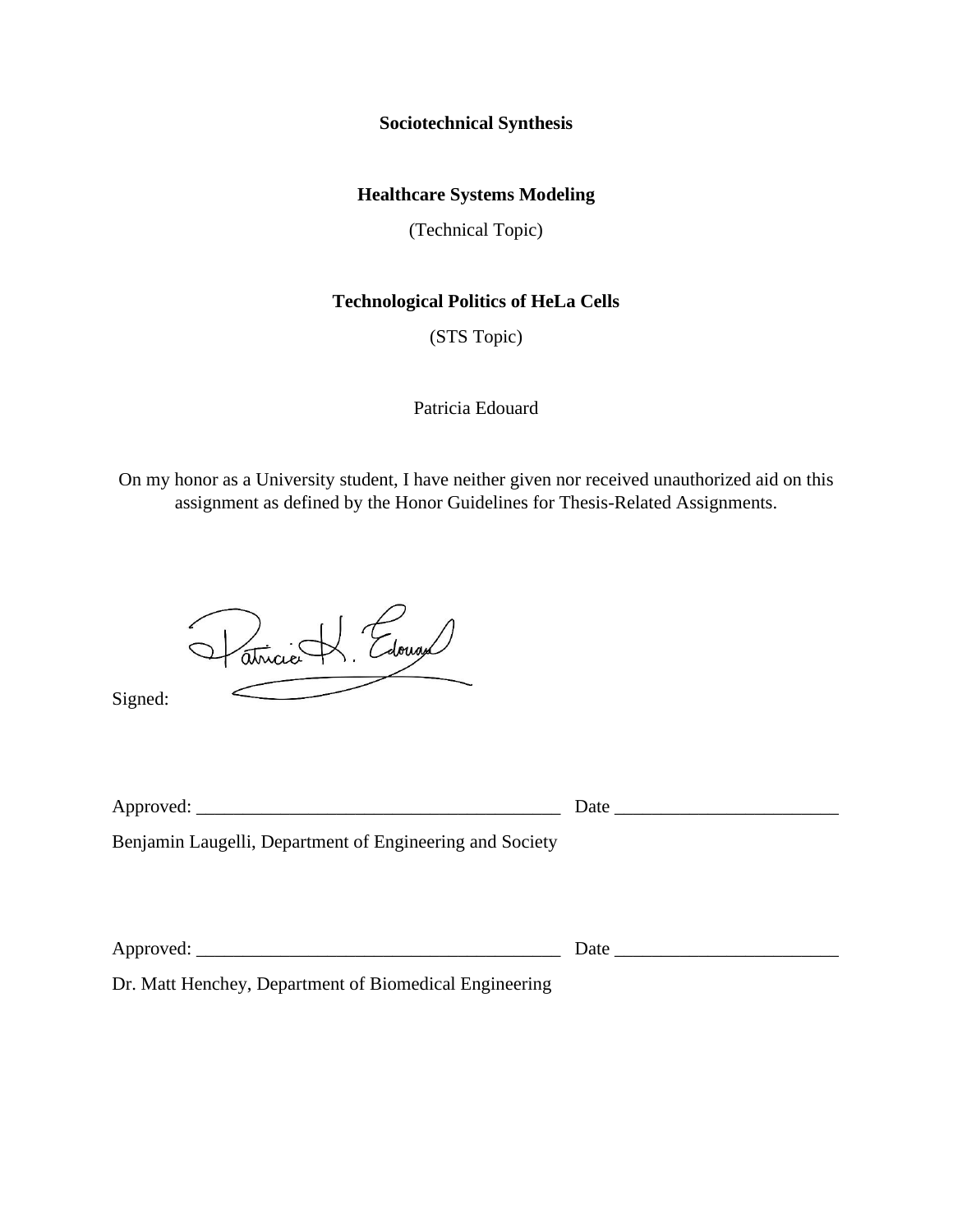**Sociotechnical Synthesis**

**Healthcare Systems Modeling**

(Technical Topic)

**Technological Politics of HeLa Cells**

(STS Topic)

Patricia Edouard

On my honor as a University student, I have neither given nor received unauthorized aid on this assignment as defined by the Honor Guidelines for Thesis-Related Assignments.

Signed:

Approved: _______________________________________ Date ________________________

Benjamin Laugelli, Department of Engineering and Society

Approved: _______________________________________ Date ________________________

Dr. Matt Henchey, Department of Biomedical Engineering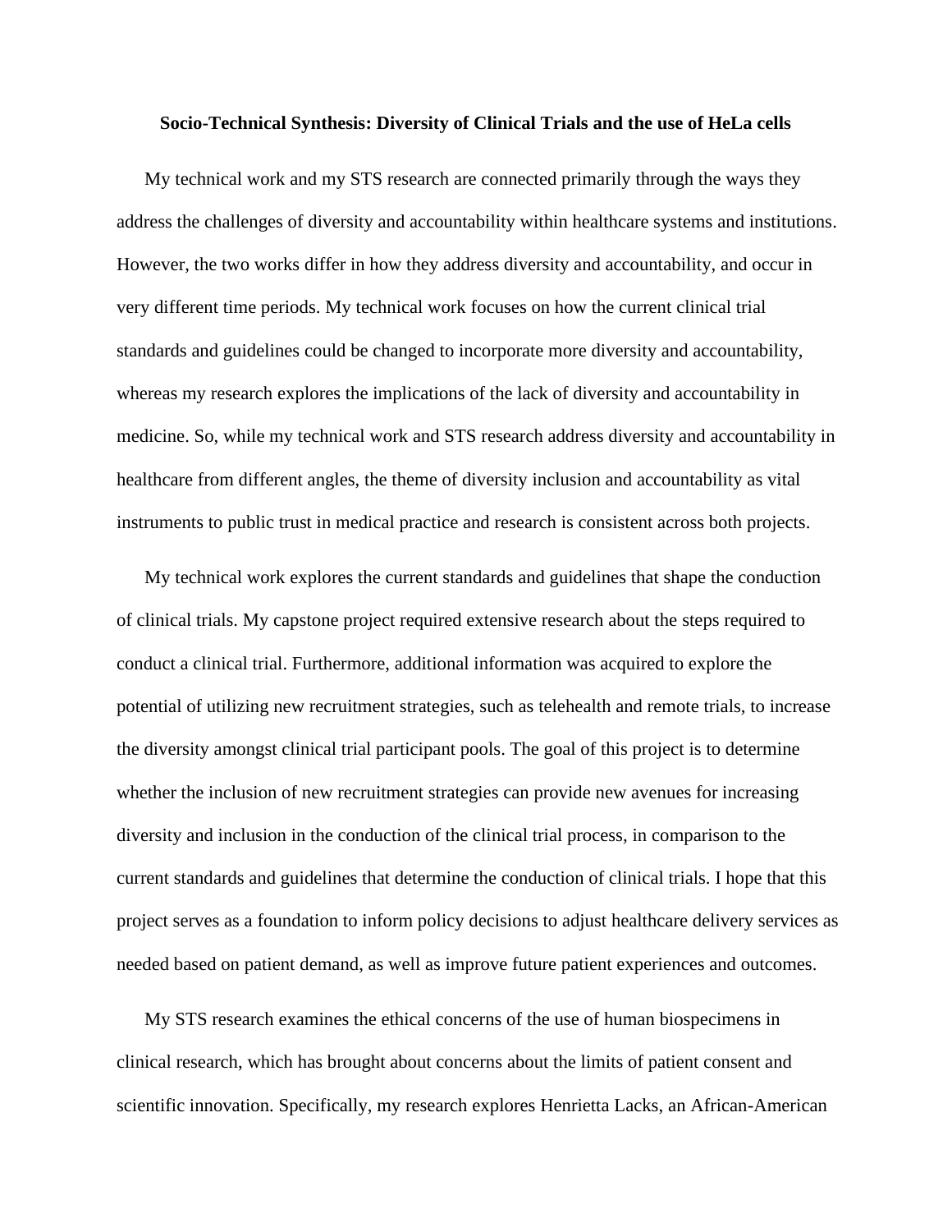**Socio-Technical Synthesis: Diversity of Clinical Trials and the use of HeLa cells**

My technical work and my STS research are connected primarily through the ways they address the challenges of diversity and accountability within healthcare systems and institutions. However, the two works differ in how they address diversity and accountability, and occur in very different time periods. My technical work focuses on how the current clinical trial standards and guidelines could be changed to incorporate more diversity and accountability, whereas my research explores the implications of the lack of diversity and accountability in medicine. So, while my technical work and STS research address diversity and accountability in healthcare from different angles, the theme of diversity inclusion and accountability as vital instruments to public trust in medical practice and research is consistent across both projects.

My technical work explores the current standards and guidelines that shape the conduction of clinical trials. My capstone project required extensive research about the steps required to conduct a clinical trial. Furthermore, additional information was acquired to explore the potential of utilizing new recruitment strategies, such as telehealth and remote trials, to increase the diversity amongst clinical trial participant pools. The goal of this project is to determine whether the inclusion of new recruitment strategies can provide new avenues for increasing diversity and inclusion in the conduction of the clinical trial process, in comparison to the current standards and guidelines that determine the conduction of clinical trials. I hope that this project serves as a foundation to inform policy decisions to adjust healthcare delivery services as needed based on patient demand, as well as improve future patient experiences and outcomes.

My STS research examines the ethical concerns of the use of human biospecimens in clinical research, which has brought about concerns about the limits of patient consent and scientific innovation. Specifically, my research explores Henrietta Lacks, an African-American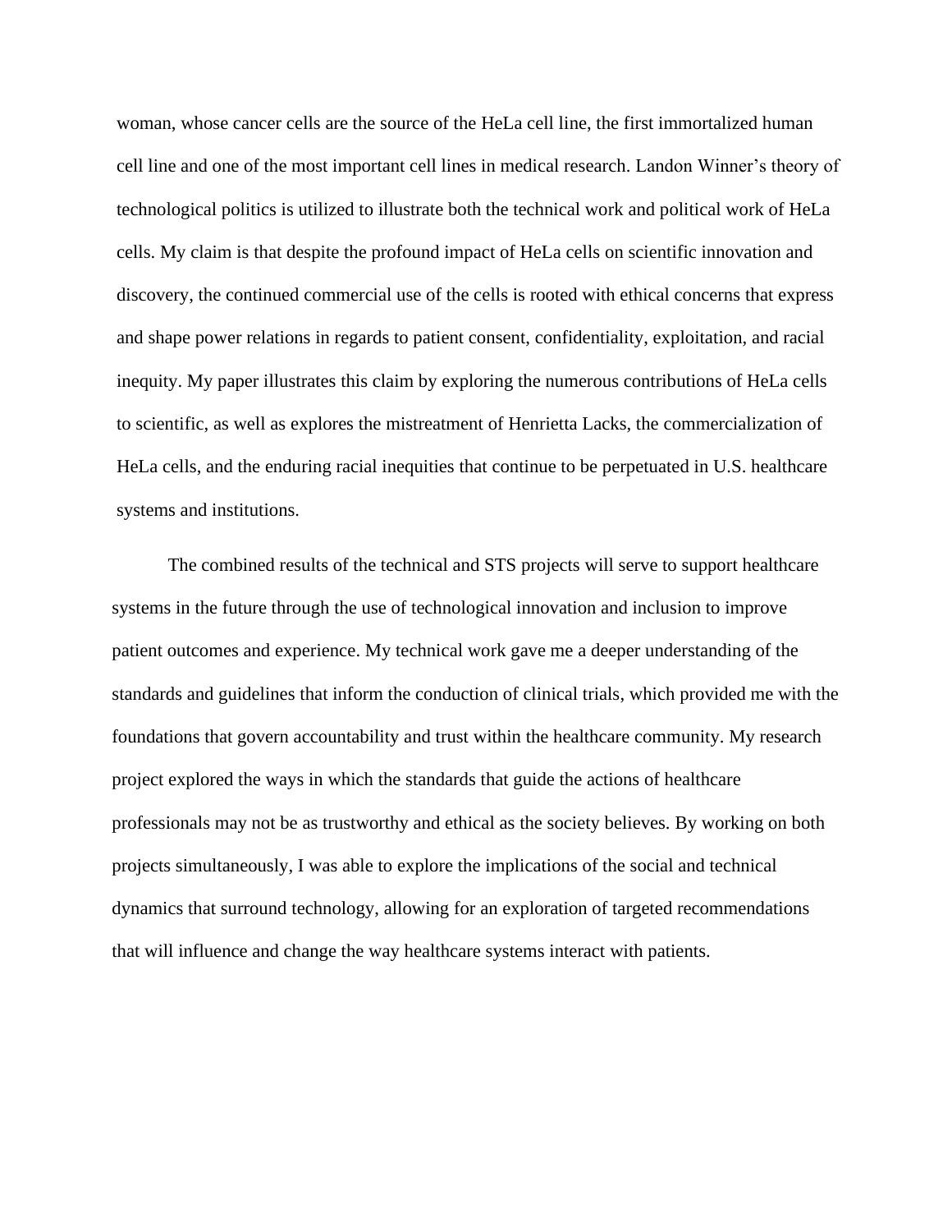woman, whose cancer cells are the source of the HeLa cell line, the first immortalized human cell line and one of the most important cell lines in medical research. Landon Winner's theory of technological politics is utilized to illustrate both the technical work and political work of HeLa cells. My claim is that despite the profound impact of HeLa cells on scientific innovation and discovery, the continued commercial use of the cells is rooted with ethical concerns that express and shape power relations in regards to patient consent, confidentiality, exploitation, and racial inequity. My paper illustrates this claim by exploring the numerous contributions of HeLa cells to scientific, as well as explores the mistreatment of Henrietta Lacks, the commercialization of HeLa cells, and the enduring racial inequities that continue to be perpetuated in U.S. healthcare systems and institutions.

The combined results of the technical and STS projects will serve to support healthcare systems in the future through the use of technological innovation and inclusion to improve patient outcomes and experience. My technical work gave me a deeper understanding of the standards and guidelines that inform the conduction of clinical trials, which provided me with the foundations that govern accountability and trust within the healthcare community. My research project explored the ways in which the standards that guide the actions of healthcare professionals may not be as trustworthy and ethical as the society believes. By working on both projects simultaneously, I was able to explore the implications of the social and technical dynamics that surround technology, allowing for an exploration of targeted recommendations that will influence and change the way healthcare systems interact with patients.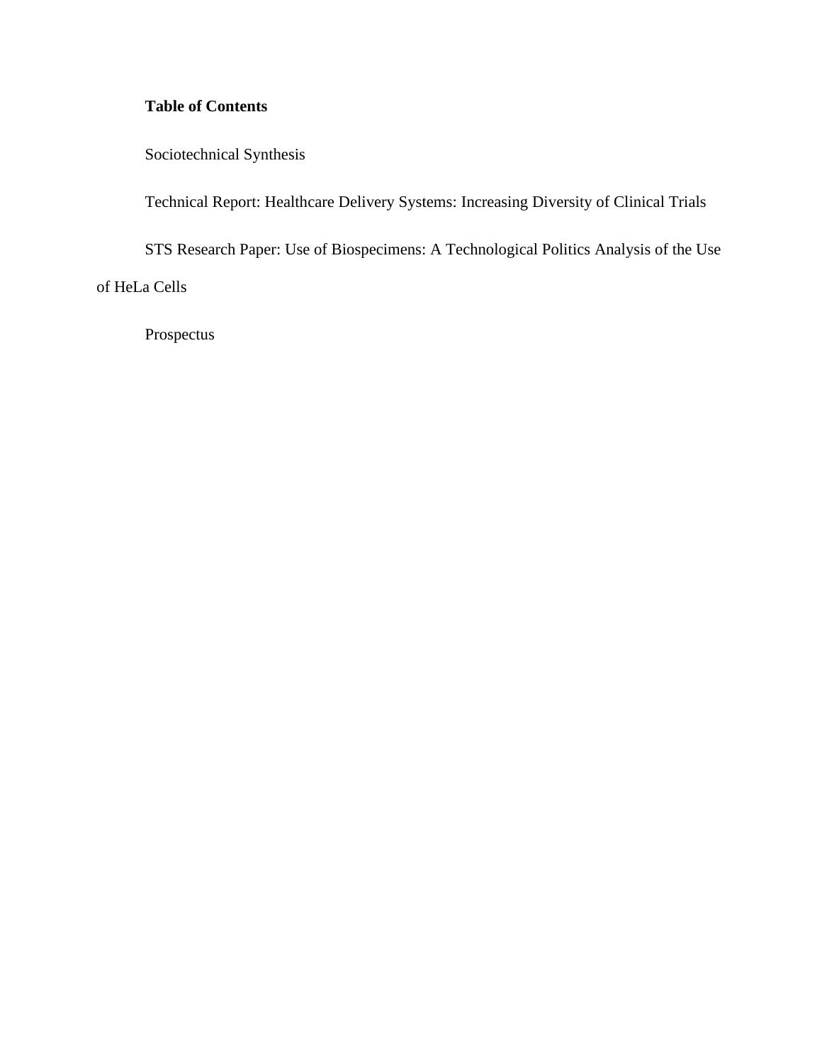**Table of Contents**

Sociotechnical Synthesis

Technical Report: Healthcare Delivery Systems: Increasing Diversity of Clinical Trials

STS Research Paper: Use of Biospecimens: A Technological Politics Analysis of the Use of HeLa Cells

Prospectus